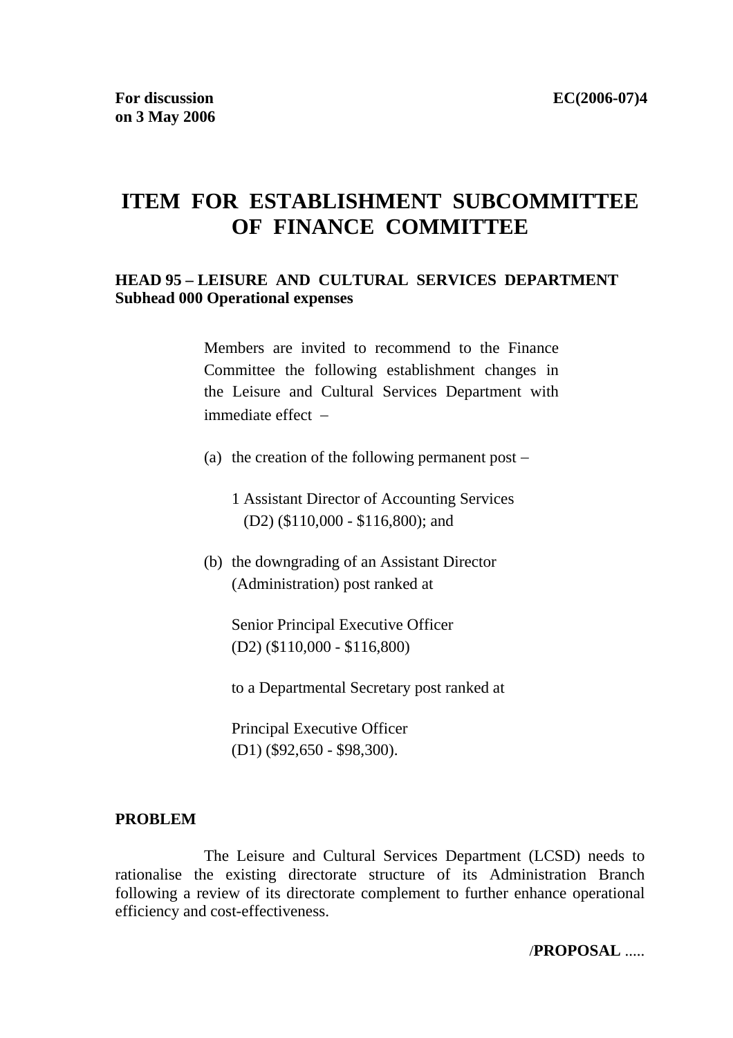**For discussion on 3 May 2006** **EC(2006-07)4**

# ITEM FOR ESTABLISHMENT SUBCOMMITTEE OF FINANCE COMMITTEE

**HEAD 95 – LEISURE AND CULTURAL SERVICES DEPARTMENT**
**Subhead 000 Operational expenses**

Members are invited to recommend to the Finance Committee the following establishment changes in the Leisure and Cultural Services Department with immediate effect –

(a) the creation of the following permanent post –

1 Assistant Director of Accounting Services
(D2) ($110,000 - $116,800); and

(b) the downgrading of an Assistant Director (Administration) post ranked at

Senior Principal Executive Officer
(D2) ($110,000 - $116,800)

to a Departmental Secretary post ranked at

Principal Executive Officer
(D1) ($92,650 - $98,300).

**PROBLEM**

The Leisure and Cultural Services Department (LCSD) needs to rationalise the existing directorate structure of its Administration Branch following a review of its directorate complement to further enhance operational efficiency and cost-effectiveness.

/**PROPOSAL** .....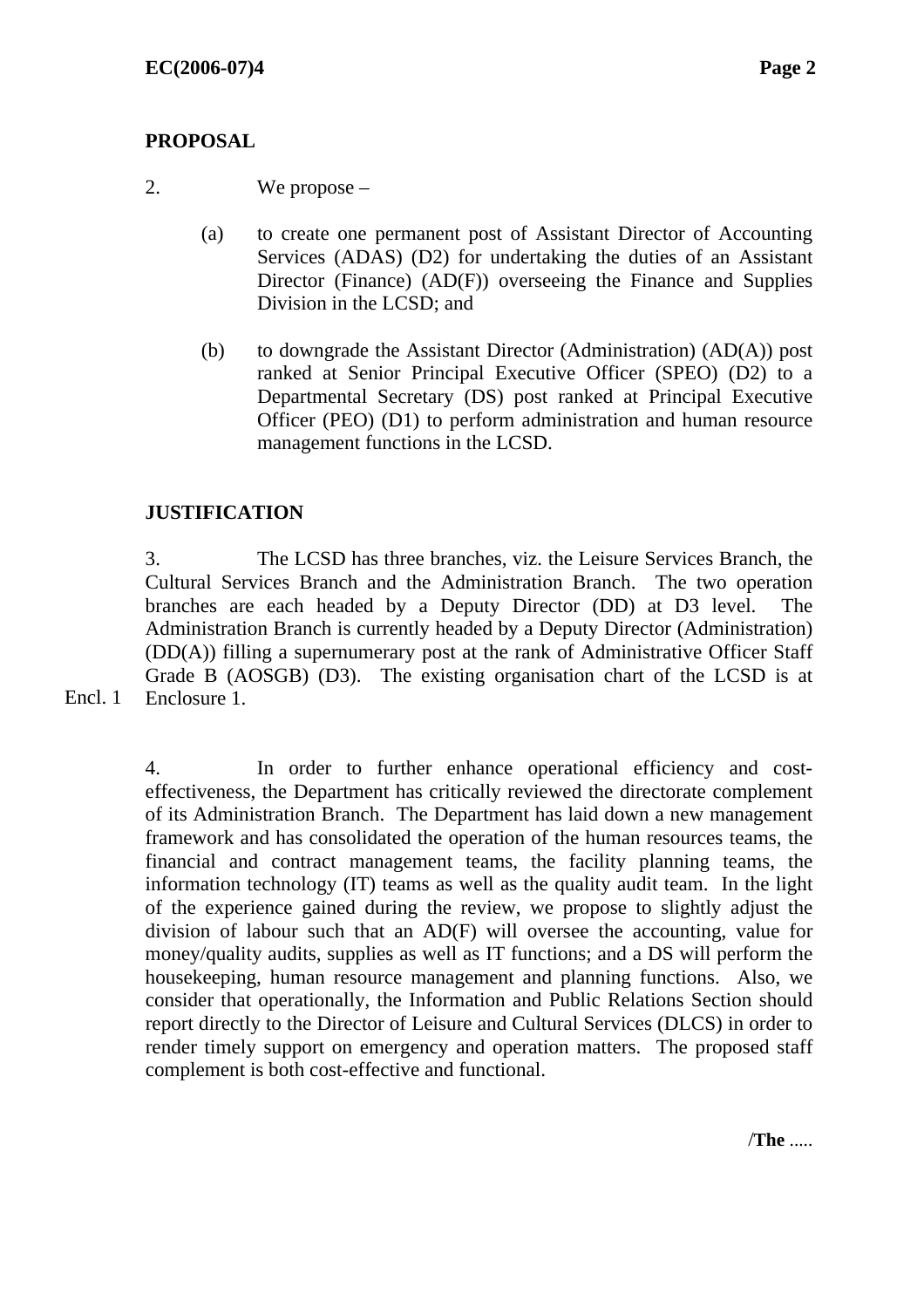## PROPOSAL

2. We propose –

(a) to create one permanent post of Assistant Director of Accounting Services (ADAS) (D2) for undertaking the duties of an Assistant Director (Finance) (AD(F)) overseeing the Finance and Supplies Division in the LCSD; and

(b) to downgrade the Assistant Director (Administration) (AD(A)) post ranked at Senior Principal Executive Officer (SPEO) (D2) to a Departmental Secretary (DS) post ranked at Principal Executive Officer (PEO) (D1) to perform administration and human resource management functions in the LCSD.

## JUSTIFICATION

3. The LCSD has three branches, viz. the Leisure Services Branch, the Cultural Services Branch and the Administration Branch. The two operation branches are each headed by a Deputy Director (DD) at D3 level. The Administration Branch is currently headed by a Deputy Director (Administration) (DD(A)) filling a supernumerary post at the rank of Administrative Officer Staff Grade B (AOSGB) (D3). The existing organisation chart of the LCSD is at Enclosure 1.

Encl. 1

4. In order to further enhance operational efficiency and cost-effectiveness, the Department has critically reviewed the directorate complement of its Administration Branch. The Department has laid down a new management framework and has consolidated the operation of the human resources teams, the financial and contract management teams, the facility planning teams, the information technology (IT) teams as well as the quality audit team. In the light of the experience gained during the review, we propose to slightly adjust the division of labour such that an AD(F) will oversee the accounting, value for money/quality audits, supplies as well as IT functions; and a DS will perform the housekeeping, human resource management and planning functions. Also, we consider that operationally, the Information and Public Relations Section should report directly to the Director of Leisure and Cultural Services (DLCS) in order to render timely support on emergency and operation matters. The proposed staff complement is both cost-effective and functional.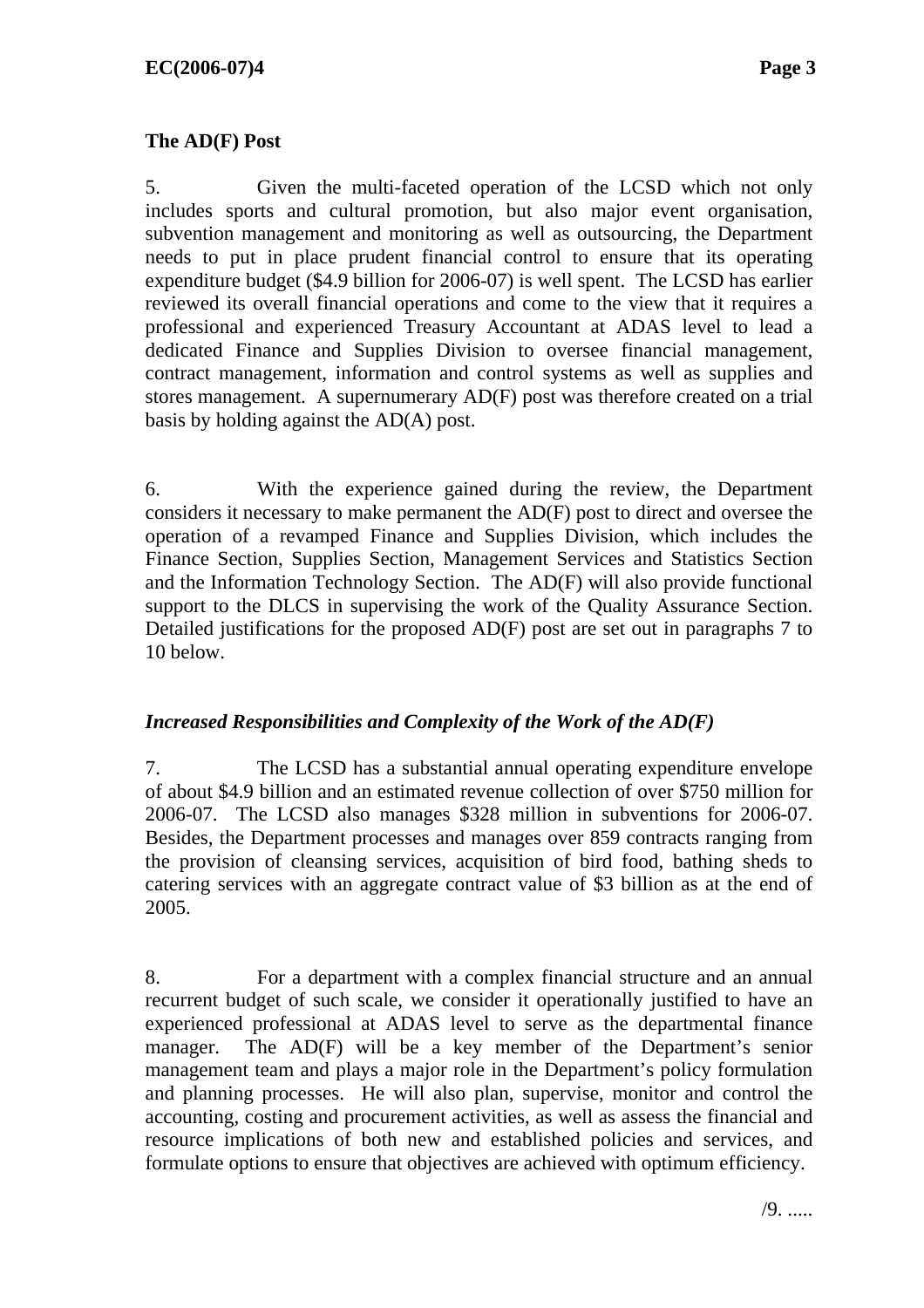**The AD(F) Post**

5. Given the multi-faceted operation of the LCSD which not only includes sports and cultural promotion, but also major event organisation, subvention management and monitoring as well as outsourcing, the Department needs to put in place prudent financial control to ensure that its operating expenditure budget ($4.9 billion for 2006-07) is well spent. The LCSD has earlier reviewed its overall financial operations and come to the view that it requires a professional and experienced Treasury Accountant at ADAS level to lead a dedicated Finance and Supplies Division to oversee financial management, contract management, information and control systems as well as supplies and stores management. A supernumerary AD(F) post was therefore created on a trial basis by holding against the AD(A) post.

6. With the experience gained during the review, the Department considers it necessary to make permanent the AD(F) post to direct and oversee the operation of a revamped Finance and Supplies Division, which includes the Finance Section, Supplies Section, Management Services and Statistics Section and the Information Technology Section. The AD(F) will also provide functional support to the DLCS in supervising the work of the Quality Assurance Section. Detailed justifications for the proposed AD(F) post are set out in paragraphs 7 to 10 below.

***Increased Responsibilities and Complexity of the Work of the AD(F)***

7. The LCSD has a substantial annual operating expenditure envelope of about $4.9 billion and an estimated revenue collection of over $750 million for 2006-07. The LCSD also manages $328 million in subventions for 2006-07. Besides, the Department processes and manages over 859 contracts ranging from the provision of cleansing services, acquisition of bird food, bathing sheds to catering services with an aggregate contract value of $3 billion as at the end of 2005.

8. For a department with a complex financial structure and an annual recurrent budget of such scale, we consider it operationally justified to have an experienced professional at ADAS level to serve as the departmental finance manager. The AD(F) will be a key member of the Department's senior management team and plays a major role in the Department's policy formulation and planning processes. He will also plan, supervise, monitor and control the accounting, costing and procurement activities, as well as assess the financial and resource implications of both new and established policies and services, and formulate options to ensure that objectives are achieved with optimum efficiency.

/9. .....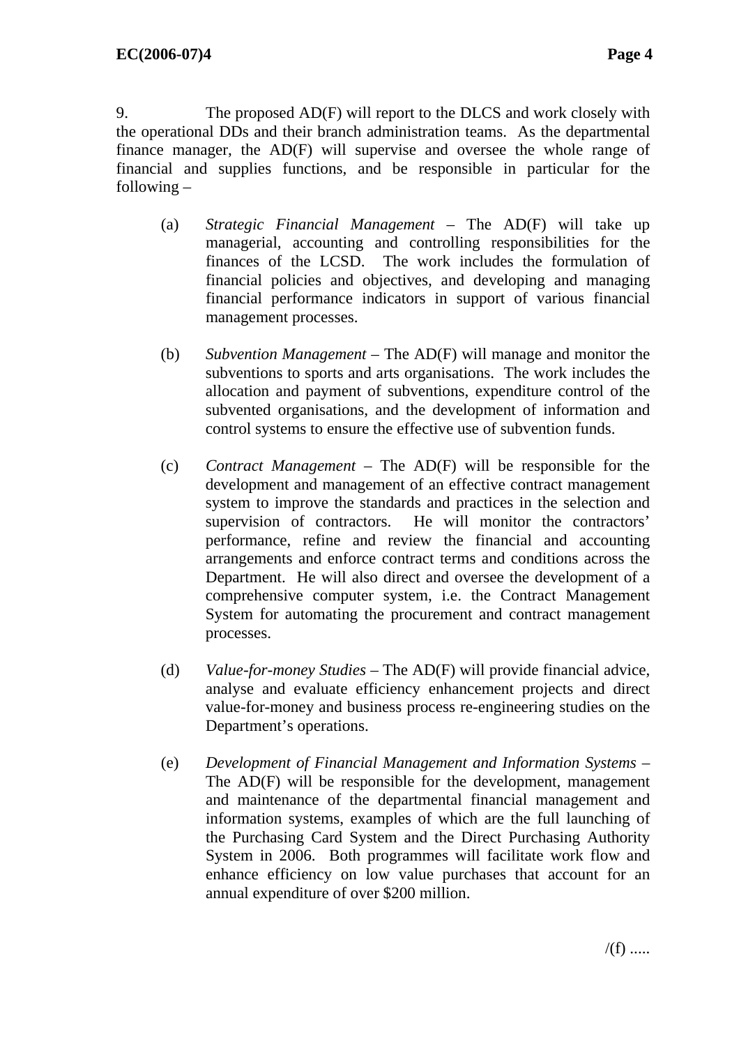9. The proposed AD(F) will report to the DLCS and work closely with the operational DDs and their branch administration teams. As the departmental finance manager, the AD(F) will supervise and oversee the whole range of financial and supplies functions, and be responsible in particular for the following –

(a) *Strategic Financial Management* – The AD(F) will take up managerial, accounting and controlling responsibilities for the finances of the LCSD. The work includes the formulation of financial policies and objectives, and developing and managing financial performance indicators in support of various financial management processes.

(b) *Subvention Management* – The AD(F) will manage and monitor the subventions to sports and arts organisations. The work includes the allocation and payment of subventions, expenditure control of the subvented organisations, and the development of information and control systems to ensure the effective use of subvention funds.

(c) *Contract Management* – The AD(F) will be responsible for the development and management of an effective contract management system to improve the standards and practices in the selection and supervision of contractors. He will monitor the contractors' performance, refine and review the financial and accounting arrangements and enforce contract terms and conditions across the Department. He will also direct and oversee the development of a comprehensive computer system, i.e. the Contract Management System for automating the procurement and contract management processes.

(d) *Value-for-money Studies* – The AD(F) will provide financial advice, analyse and evaluate efficiency enhancement projects and direct value-for-money and business process re-engineering studies on the Department's operations.

(e) *Development of Financial Management and Information Systems* – The AD(F) will be responsible for the development, management and maintenance of the departmental financial management and information systems, examples of which are the full launching of the Purchasing Card System and the Direct Purchasing Authority System in 2006. Both programmes will facilitate work flow and enhance efficiency on low value purchases that account for an annual expenditure of over $200 million.

/(f) .....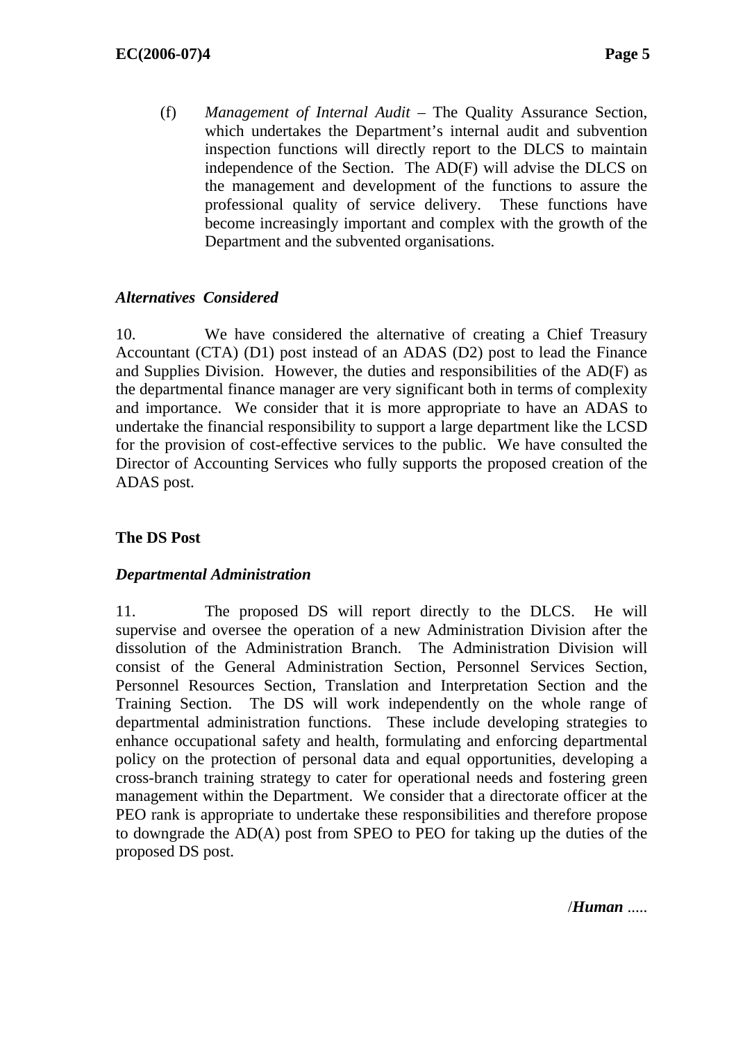(f) *Management of Internal Audit* – The Quality Assurance Section, which undertakes the Department's internal audit and subvention inspection functions will directly report to the DLCS to maintain independence of the Section. The AD(F) will advise the DLCS on the management and development of the functions to assure the professional quality of service delivery. These functions have become increasingly important and complex with the growth of the Department and the subvented organisations.

***Alternatives Considered***

10. We have considered the alternative of creating a Chief Treasury Accountant (CTA) (D1) post instead of an ADAS (D2) post to lead the Finance and Supplies Division. However, the duties and responsibilities of the AD(F) as the departmental finance manager are very significant both in terms of complexity and importance. We consider that it is more appropriate to have an ADAS to undertake the financial responsibility to support a large department like the LCSD for the provision of cost-effective services to the public. We have consulted the Director of Accounting Services who fully supports the proposed creation of the ADAS post.

**The DS Post**

***Departmental Administration***

11. The proposed DS will report directly to the DLCS. He will supervise and oversee the operation of a new Administration Division after the dissolution of the Administration Branch. The Administration Division will consist of the General Administration Section, Personnel Services Section, Personnel Resources Section, Translation and Interpretation Section and the Training Section. The DS will work independently on the whole range of departmental administration functions. These include developing strategies to enhance occupational safety and health, formulating and enforcing departmental policy on the protection of personal data and equal opportunities, developing a cross-branch training strategy to cater for operational needs and fostering green management within the Department. We consider that a directorate officer at the PEO rank is appropriate to undertake these responsibilities and therefore propose to downgrade the AD(A) post from SPEO to PEO for taking up the duties of the proposed DS post.

/***Human*** .....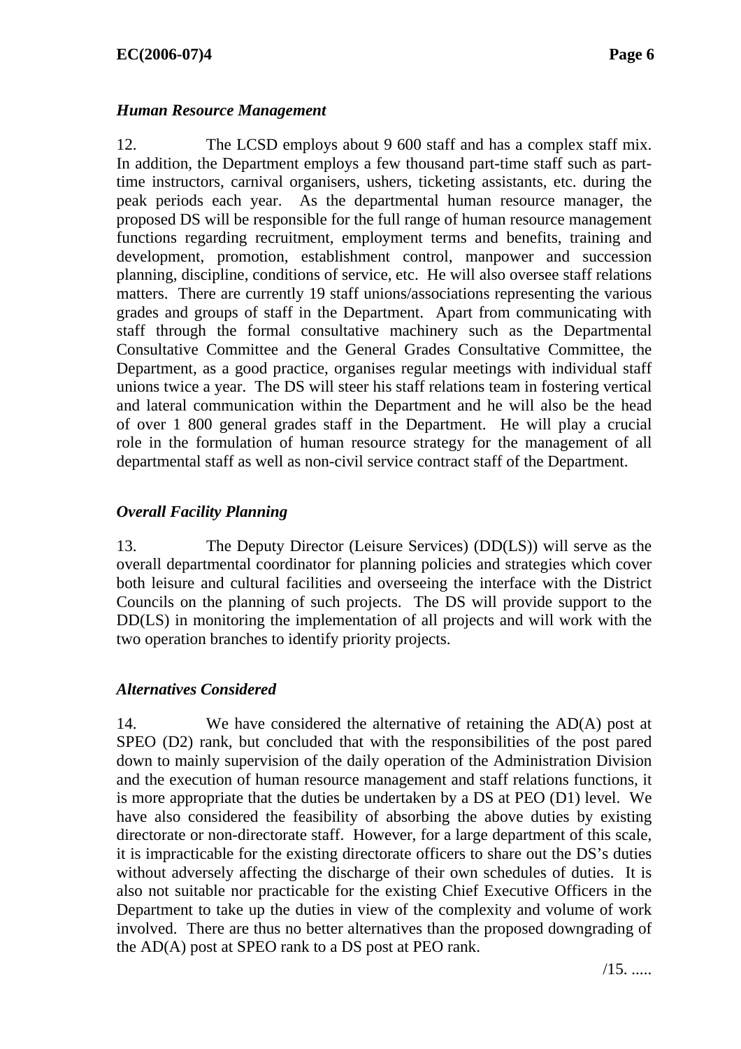*Human Resource Management*

12. The LCSD employs about 9 600 staff and has a complex staff mix. In addition, the Department employs a few thousand part-time staff such as part-time instructors, carnival organisers, ushers, ticketing assistants, etc. during the peak periods each year. As the departmental human resource manager, the proposed DS will be responsible for the full range of human resource management functions regarding recruitment, employment terms and benefits, training and development, promotion, establishment control, manpower and succession planning, discipline, conditions of service, etc. He will also oversee staff relations matters. There are currently 19 staff unions/associations representing the various grades and groups of staff in the Department. Apart from communicating with staff through the formal consultative machinery such as the Departmental Consultative Committee and the General Grades Consultative Committee, the Department, as a good practice, organises regular meetings with individual staff unions twice a year. The DS will steer his staff relations team in fostering vertical and lateral communication within the Department and he will also be the head of over 1 800 general grades staff in the Department. He will play a crucial role in the formulation of human resource strategy for the management of all departmental staff as well as non-civil service contract staff of the Department.

*Overall Facility Planning*

13. The Deputy Director (Leisure Services) (DD(LS)) will serve as the overall departmental coordinator for planning policies and strategies which cover both leisure and cultural facilities and overseeing the interface with the District Councils on the planning of such projects. The DS will provide support to the DD(LS) in monitoring the implementation of all projects and will work with the two operation branches to identify priority projects.

*Alternatives Considered*

14. We have considered the alternative of retaining the AD(A) post at SPEO (D2) rank, but concluded that with the responsibilities of the post pared down to mainly supervision of the daily operation of the Administration Division and the execution of human resource management and staff relations functions, it is more appropriate that the duties be undertaken by a DS at PEO (D1) level. We have also considered the feasibility of absorbing the above duties by existing directorate or non-directorate staff. However, for a large department of this scale, it is impracticable for the existing directorate officers to share out the DS's duties without adversely affecting the discharge of their own schedules of duties. It is also not suitable nor practicable for the existing Chief Executive Officers in the Department to take up the duties in view of the complexity and volume of work involved. There are thus no better alternatives than the proposed downgrading of the AD(A) post at SPEO rank to a DS post at PEO rank.

/15. .....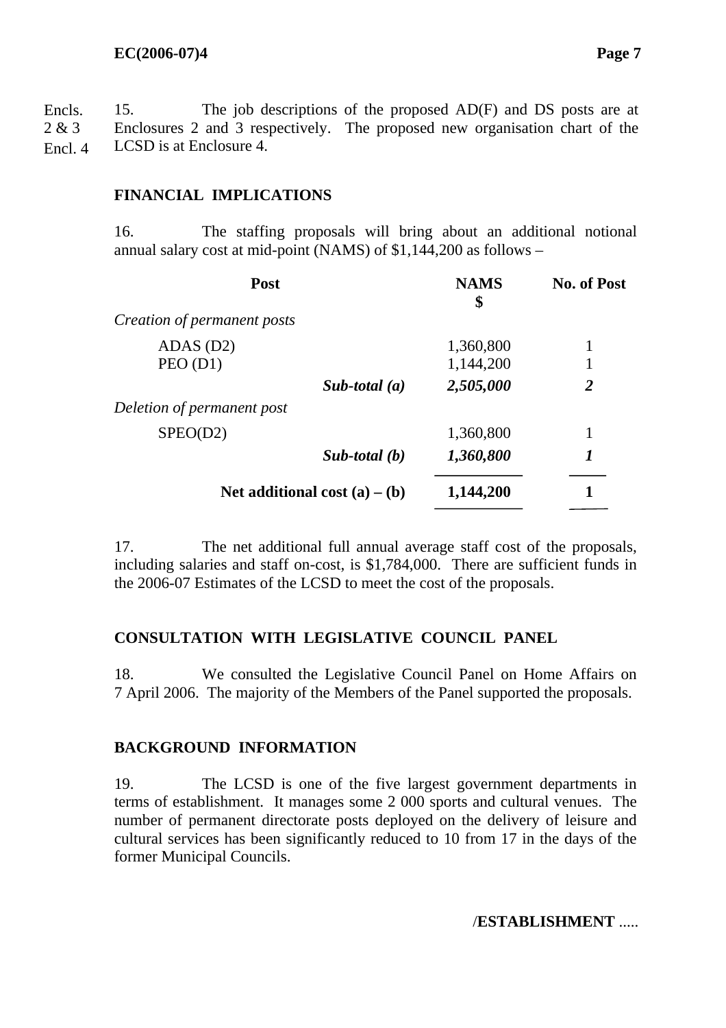Encls. 2 & 3 Encl. 4

15. The job descriptions of the proposed AD(F) and DS posts are at Enclosures 2 and 3 respectively. The proposed new organisation chart of the LCSD is at Enclosure 4.

## FINANCIAL IMPLICATIONS

16. The staffing proposals will bring about an additional notional annual salary cost at mid-point (NAMS) of $1,144,200 as follows –

| Post | NAMS $ | No. of Post |
|---|---|---|
| *Creation of permanent posts* | | |
| ADAS (D2) | 1,360,800 | 1 |
| PEO (D1) | 1,144,200 | 1 |
| ***Sub-total (a)*** | ***2,505,000*** | ***2*** |
| *Deletion of permanent post* | | |
| SPEO(D2) | 1,360,800 | 1 |
| ***Sub-total (b)*** | ***1,360,800*** | ***1*** |
| **Net additional cost (a) – (b)** | **1,144,200** | **1** |

17. The net additional full annual average staff cost of the proposals, including salaries and staff on-cost, is $1,784,000. There are sufficient funds in the 2006-07 Estimates of the LCSD to meet the cost of the proposals.

## CONSULTATION WITH LEGISLATIVE COUNCIL PANEL

18. We consulted the Legislative Council Panel on Home Affairs on 7 April 2006. The majority of the Members of the Panel supported the proposals.

## BACKGROUND INFORMATION

19. The LCSD is one of the five largest government departments in terms of establishment. It manages some 2 000 sports and cultural venues. The number of permanent directorate posts deployed on the delivery of leisure and cultural services has been significantly reduced to 10 from 17 in the days of the former Municipal Councils.

/**ESTABLISHMENT** .....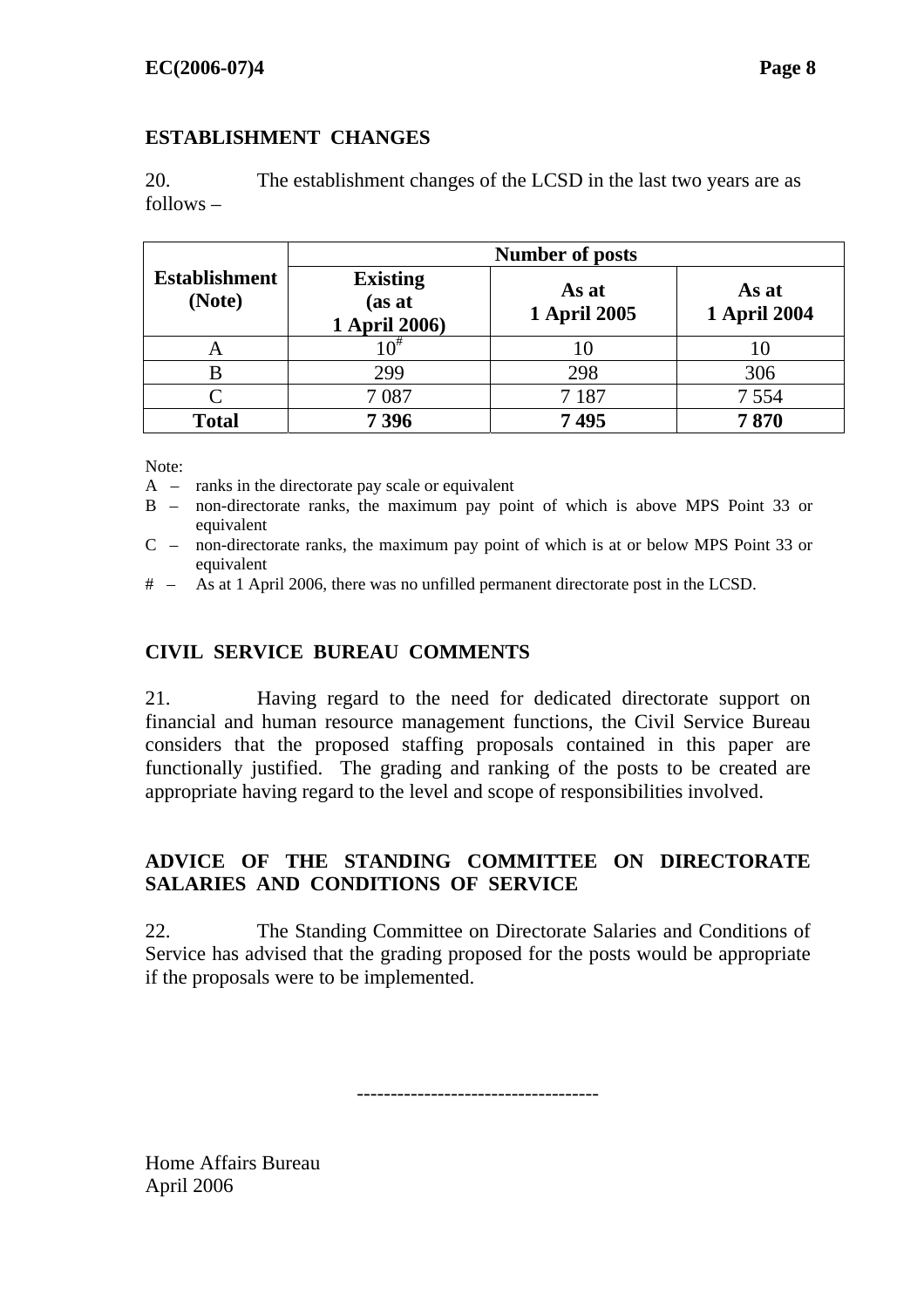## ESTABLISHMENT CHANGES

20. The establishment changes of the LCSD in the last two years are as follows –

| Establishment (Note) | Number of posts | | |
|---|---|---|---|
| | Existing (as at 1 April 2006) | As at 1 April 2005 | As at 1 April 2004 |
| A | 10# | 10 | 10 |
| B | 299 | 298 | 306 |
| C | 7 087 | 7 187 | 7 554 |
| **Total** | **7 396** | **7 495** | **7 870** |

Note:

A – ranks in the directorate pay scale or equivalent

B – non-directorate ranks, the maximum pay point of which is above MPS Point 33 or equivalent

C – non-directorate ranks, the maximum pay point of which is at or below MPS Point 33 or equivalent

# – As at 1 April 2006, there was no unfilled permanent directorate post in the LCSD.

## CIVIL SERVICE BUREAU COMMENTS

21. Having regard to the need for dedicated directorate support on financial and human resource management functions, the Civil Service Bureau considers that the proposed staffing proposals contained in this paper are functionally justified. The grading and ranking of the posts to be created are appropriate having regard to the level and scope of responsibilities involved.

## ADVICE OF THE STANDING COMMITTEE ON DIRECTORATE SALARIES AND CONDITIONS OF SERVICE

22. The Standing Committee on Directorate Salaries and Conditions of Service has advised that the grading proposed for the posts would be appropriate if the proposals were to be implemented.

-----------------------------------

Home Affairs Bureau
April 2006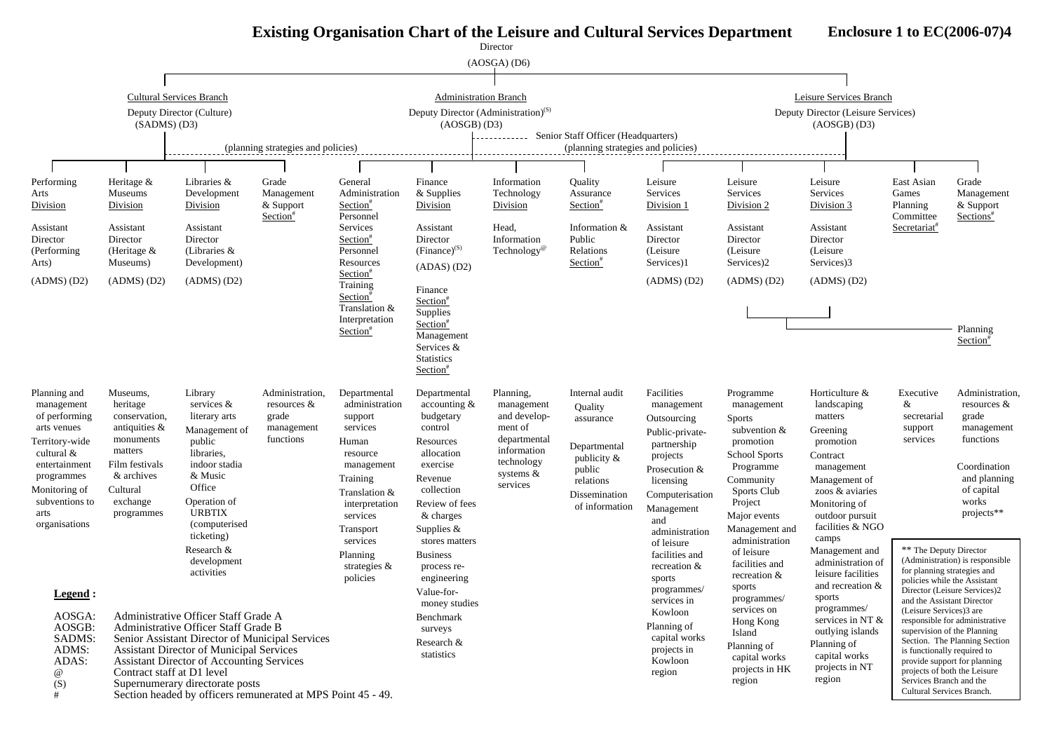# Existing Organisation Chart of the Leisure and Cultural Services Department

**Enclosure 1 to EC(2006-07)4**

**Director**
(AOSGA) (D6)

---

## Cultural Services Branch

Deputy Director (Culture)
(SADMS) (D3)

(planning strategies and policies)

### Performing Arts Division

Assistant Director (Performing Arts)
(ADMS) (D2)

- Planning and management of performing arts venues
- Territory-wide cultural & entertainment programmes
- Monitoring of subventions to arts organisations

### Heritage & Museums Division

Assistant Director (Heritage & Museums)
(ADMS) (D2)

- Museums, heritage conservation, antiquities & monuments matters
- Film festivals & archives
- Cultural exchange programmes

### Libraries & Development Division

Assistant Director (Libraries & Development)
(ADMS) (D2)

- Library services & literary arts
- Management of public libraries, indoor stadia & Music Office
- Operation of URBTIX (computerised ticketing)
- Research & development activities

### Grade Management & Support Section[#]

- Administration, resources & grade management functions

---

## Administration Branch

Deputy Director (Administration)[(S)]
(AOSGB) (D3)

Senior Staff Officer (Headquarters)
(planning strategies and policies)

### General Administration Section[#]

Personnel Services Section[#]
Personnel Resources Section[#]
Training Section[#]
Translation & Interpretation Section[#]

- Departmental administration support services
- Human resource management
- Training
- Translation & interpretation services
- Transport services
- Planning strategies & policies

### Finance & Supplies Division

Assistant Director (Finance)[(S)]
(ADAS) (D2)

Finance Section[#]
Supplies Section[#]
Management Services & Statistics Section[#]

- Departmental accounting & budgetary control
- Resources allocation exercise
- Revenue collection
- Review of fees & charges
- Supplies & stores matters
- Business process re-engineering
- Value-for-money studies
- Benchmark surveys
- Research & statistics

### Information Technology Division

Head, Information Technology[@]

- Planning, management and development of departmental information technology systems & services

### Quality Assurance Section[#]

Information & Public Relations Section[#]

- Internal audit
- Quality assurance
- Departmental publicity & public relations
- Dissemination of information

---

## Leisure Services Branch

Deputy Director (Leisure Services)
(AOSGB) (D3)

(planning strategies and policies)

### Leisure Services Division 1

Assistant Director (Leisure Services)1
(ADMS) (D2)

- Facilities management
- Outsourcing
- Public-private-partnership projects
- Prosecution & licensing
- Computerisation
- Management and administration of leisure facilities and recreation & sports programmes/ services in Kowloon
- Planning of capital works projects in Kowloon region

### Leisure Services Division 2

Assistant Director (Leisure Services)2
(ADMS) (D2)

- Programme management
- Sports subvention & promotion
- School Sports Programme
- Community Sports Club Project
- Major events
- Management and administration of leisure facilities and recreation & sports programmes/ services on Hong Kong Island
- Planning of capital works projects in HK region

### Leisure Services Division 3

Assistant Director (Leisure Services)3
(ADMS) (D2)

- Horticulture & landscaping matters
- Greening promotion
- Contract management
- Management of zoos & aviaries
- Monitoring of outdoor pursuit facilities & NGO camps
- Management and administration of leisure facilities and recreation & sports programmes/ services in NT & outlying islands
- Planning of capital works projects in NT region

### East Asian Games Planning Committee Secretariat[#]

- Executive & secretarial support services

### Grade Management & Support Sections[#]

- Administration, resources & management functions
- Coordination and planning of capital works projects**

### Planning Section[#]

(under Leisure Services Division 2 and Leisure Services Division 3)

** The Deputy Director (Administration) is responsible for planning strategies and policies while the Assistant Director (Leisure Services)2 and the Assistant Director (Leisure Services)3 are responsible for administrative supervision of the Planning Section. The Planning Section is functionally required to provide support for planning projects of both the Leisure Services Branch and the Cultural Services Branch.

---

**Legend :**

| | |
|---|---|
| AOSGA: | Administrative Officer Staff Grade A |
| AOSGB: | Administrative Officer Staff Grade B |
| SADMS: | Senior Assistant Director of Municipal Services |
| ADMS: | Assistant Director of Municipal Services |
| ADAS: | Assistant Director of Accounting Services |
| @ | Contract staff at D1 level |
| (S) | Supernumerary directorate posts |
| # | Section headed by officers remunerated at MPS Point 45 - 49. |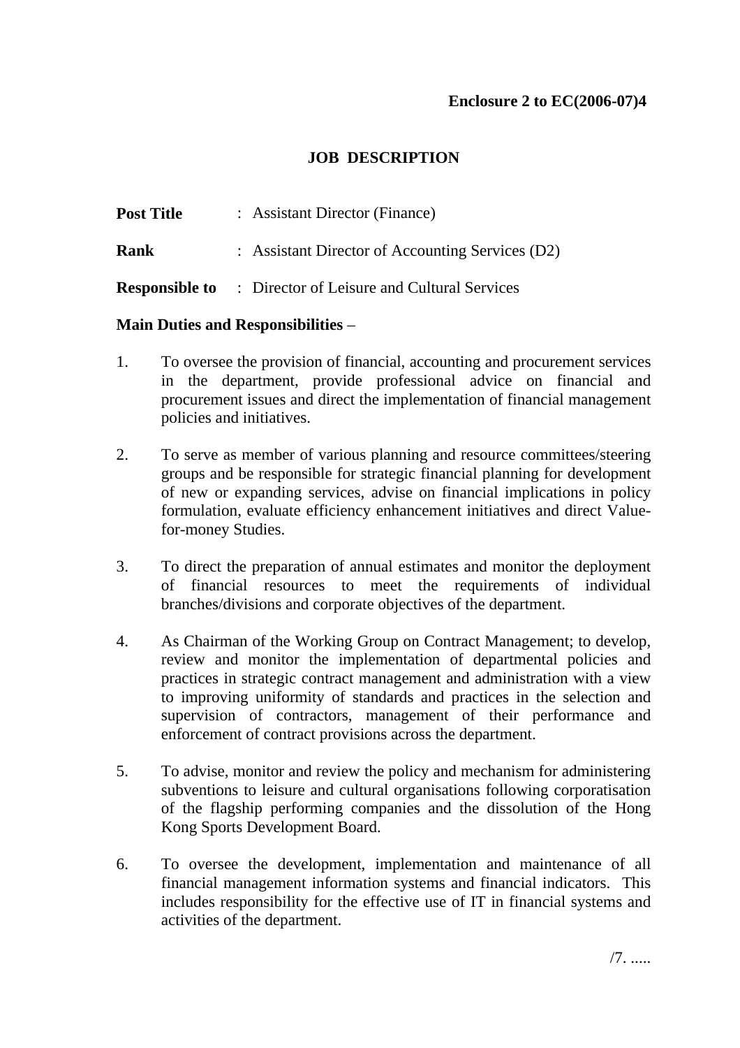**Enclosure 2 to EC(2006-07)4**

# JOB DESCRIPTION

**Post Title** : Assistant Director (Finance)

**Rank** : Assistant Director of Accounting Services (D2)

**Responsible to** : Director of Leisure and Cultural Services

**Main Duties and Responsibilities** –

1. To oversee the provision of financial, accounting and procurement services in the department, provide professional advice on financial and procurement issues and direct the implementation of financial management policies and initiatives.

2. To serve as member of various planning and resource committees/steering groups and be responsible for strategic financial planning for development of new or expanding services, advise on financial implications in policy formulation, evaluate efficiency enhancement initiatives and direct Value-for-money Studies.

3. To direct the preparation of annual estimates and monitor the deployment of financial resources to meet the requirements of individual branches/divisions and corporate objectives of the department.

4. As Chairman of the Working Group on Contract Management; to develop, review and monitor the implementation of departmental policies and practices in strategic contract management and administration with a view to improving uniformity of standards and practices in the selection and supervision of contractors, management of their performance and enforcement of contract provisions across the department.

5. To advise, monitor and review the policy and mechanism for administering subventions to leisure and cultural organisations following corporatisation of the flagship performing companies and the dissolution of the Hong Kong Sports Development Board.

6. To oversee the development, implementation and maintenance of all financial management information systems and financial indicators. This includes responsibility for the effective use of IT in financial systems and activities of the department.

/7. .....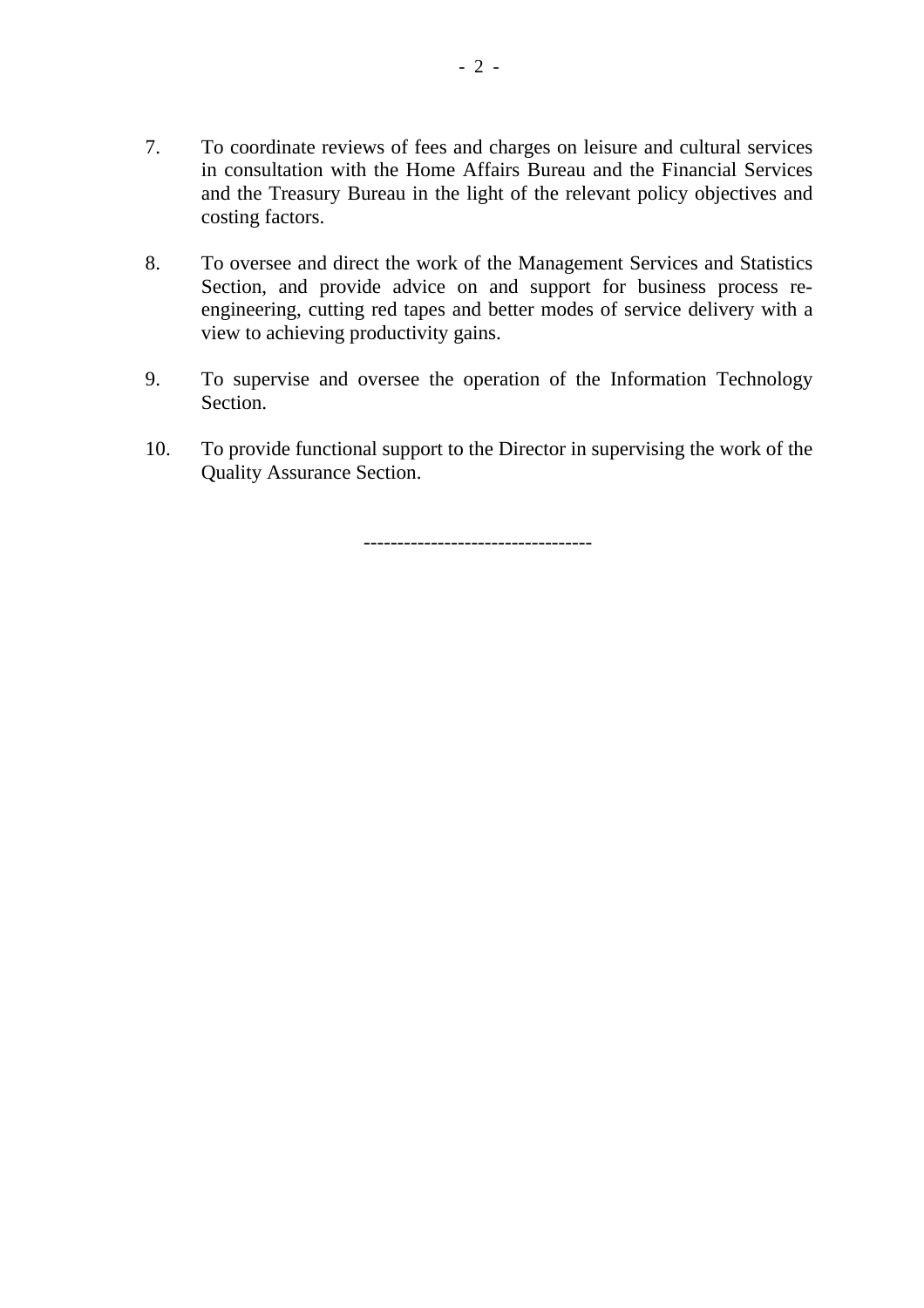7. To coordinate reviews of fees and charges on leisure and cultural services in consultation with the Home Affairs Bureau and the Financial Services and the Treasury Bureau in the light of the relevant policy objectives and costing factors.

8. To oversee and direct the work of the Management Services and Statistics Section, and provide advice on and support for business process re-engineering, cutting red tapes and better modes of service delivery with a view to achieving productivity gains.

9. To supervise and oversee the operation of the Information Technology Section.

10. To provide functional support to the Director in supervising the work of the Quality Assurance Section.

---------------------------------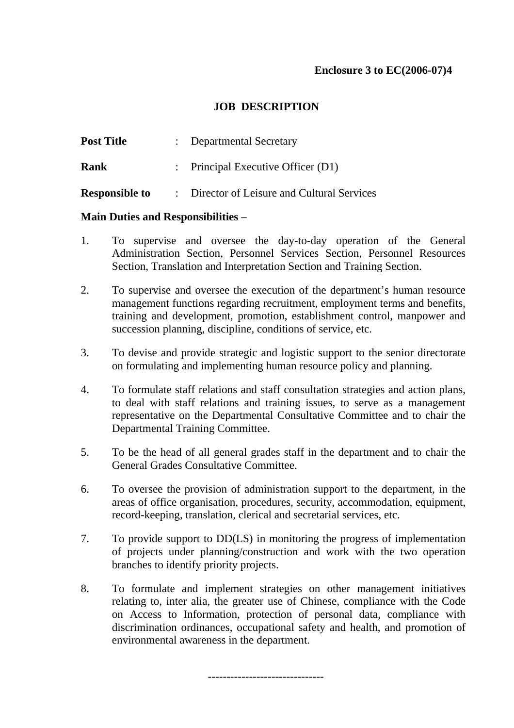**Enclosure 3 to EC(2006-07)4**

## JOB DESCRIPTION

**Post Title** : Departmental Secretary

**Rank** : Principal Executive Officer (D1)

**Responsible to** : Director of Leisure and Cultural Services

**Main Duties and Responsibilities** –

1. To supervise and oversee the day-to-day operation of the General Administration Section, Personnel Services Section, Personnel Resources Section, Translation and Interpretation Section and Training Section.

2. To supervise and oversee the execution of the department's human resource management functions regarding recruitment, employment terms and benefits, training and development, promotion, establishment control, manpower and succession planning, discipline, conditions of service, etc.

3. To devise and provide strategic and logistic support to the senior directorate on formulating and implementing human resource policy and planning.

4. To formulate staff relations and staff consultation strategies and action plans, to deal with staff relations and training issues, to serve as a management representative on the Departmental Consultative Committee and to chair the Departmental Training Committee.

5. To be the head of all general grades staff in the department and to chair the General Grades Consultative Committee.

6. To oversee the provision of administration support to the department, in the areas of office organisation, procedures, security, accommodation, equipment, record-keeping, translation, clerical and secretarial services, etc.

7. To provide support to DD(LS) in monitoring the progress of implementation of projects under planning/construction and work with the two operation branches to identify priority projects.

8. To formulate and implement strategies on other management initiatives relating to, inter alia, the greater use of Chinese, compliance with the Code on Access to Information, protection of personal data, compliance with discrimination ordinances, occupational safety and health, and promotion of environmental awareness in the department.

------------------------------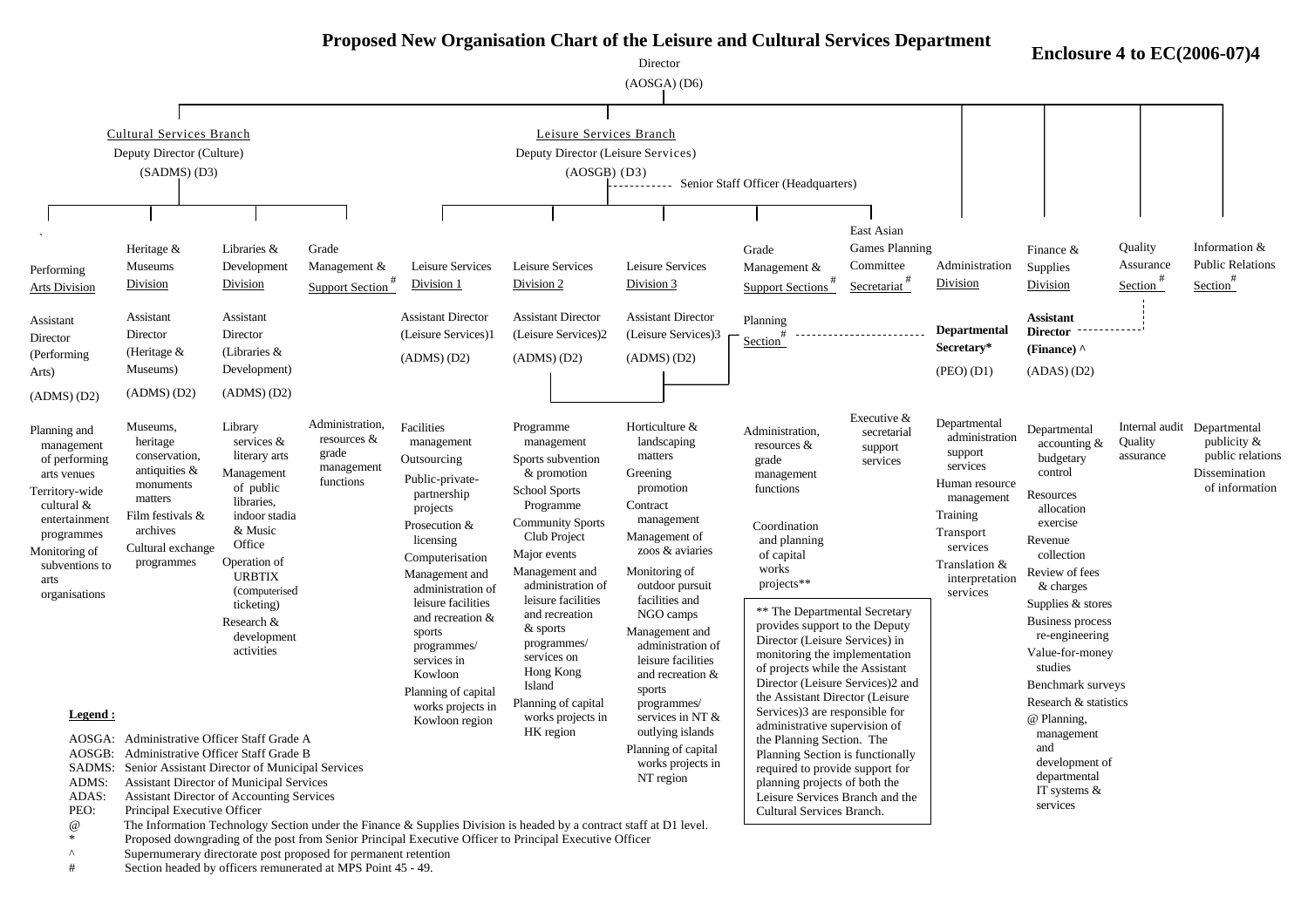# Proposed New Organisation Chart of the Leisure and Cultural Services Department

**Enclosure 4 to EC(2006-07)4**

Director
(AOSGA) (D6)

## Cultural Services Branch
Deputy Director (Culture)
(SADMS) (D3)

**Performing Arts Division**
Assistant Director (Performing Arts)
(ADMS) (D2)
- Planning and management of performing arts venues
- Territory-wide cultural & entertainment programmes
- Monitoring of subventions to arts organisations

**Heritage & Museums Division**
Assistant Director (Heritage & Museums)
(ADMS) (D2)
- Museums, heritage conservation, antiquities & monuments matters
- Film festivals & archives
- Cultural exchange programmes

**Libraries & Development Division**
Assistant Director (Libraries & Development)
(ADMS) (D2)
- Library services & literary arts
- Management of public libraries, indoor stadia & Music Office
- Operation of URBTIX (computerised ticketing)
- Research & development activities

**Grade Management & Support Section#**
- Administration, resources & grade management functions

## Leisure Services Branch
Deputy Director (Leisure Services)
(AOSGB) (D3)
Senior Staff Officer (Headquarters)

**Leisure Services Division 1**
Assistant Director (Leisure Services)1
(ADMS) (D2)
- Facilities management
- Outsourcing
- Public-private-partnership projects
- Prosecution & licensing
- Computerisation
- Management and administration of leisure facilities and recreation & sports programmes/ services in Kowloon
- Planning of capital works projects in Kowloon region

**Leisure Services Division 2**
Assistant Director (Leisure Services)2
(ADMS) (D2)
- Programme management
- Sports subvention & promotion
- School Sports Programme
- Community Sports Club Project
- Major events
- Management and administration of leisure facilities and recreation & sports programmes/ services on Hong Kong Island
- Planning of capital works projects in HK region

**Leisure Services Division 3**
Assistant Director (Leisure Services)3
(ADMS) (D2)
- Horticulture & landscaping matters
- Greening promotion
- Contract management
- Management of zoos & aviaries
- Monitoring of outdoor pursuit facilities and NGO camps
- Management and administration of leisure facilities and recreation & sports programmes/ services in NT & outlying islands
- Planning of capital works projects in NT region

**Grade Management & Support Sections#**
- Administration, resources & grade management functions

Planning Section#
- Coordination and planning of capital works projects**

** The Departmental Secretary provides support to the Deputy Director (Leisure Services) in monitoring the implementation of projects while the Assistant Director (Leisure Services)2 and the Assistant Director (Leisure Services)3 are responsible for administrative supervision of the Planning Section. The Planning Section is functionally required to provide support for planning projects of both the Leisure Services Branch and the Cultural Services Branch.

**East Asian Games Planning Committee Secretariat#**
- Executive & secretarial support services

## Administration Division
**Departmental Secretary***
(PEO) (D1)
- Departmental administration support services
- Human resource management
- Training
- Transport services
- Translation & interpretation services

## Finance & Supplies Division
**Assistant Director (Finance) ^**
(ADAS) (D2)
- Departmental accounting & budgetary control
- Resources allocation exercise
- Revenue collection
- Review of fees & charges
- Supplies & stores
- Business process re-engineering
- Value-for-money studies
- Benchmark surveys
- Research & statistics
- @ Planning, management and development of departmental IT systems & services

## Quality Assurance Section#
- Internal audit
- Quality assurance

## Information & Public Relations Section#
- Departmental publicity & public relations
- Dissemination of information

**Legend :**

AOSGA: Administrative Officer Staff Grade A
AOSGB: Administrative Officer Staff Grade B
SADMS: Senior Assistant Director of Municipal Services
ADMS: Assistant Director of Municipal Services
ADAS: Assistant Director of Accounting Services
PEO: Principal Executive Officer
@ The Information Technology Section under the Finance & Supplies Division is headed by a contract staff at D1 level.
* Proposed downgrading of the post from Senior Principal Executive Officer to Principal Executive Officer
^ Supernumerary directorate post proposed for permanent retention
# Section headed by officers remunerated at MPS Point 45 - 49.